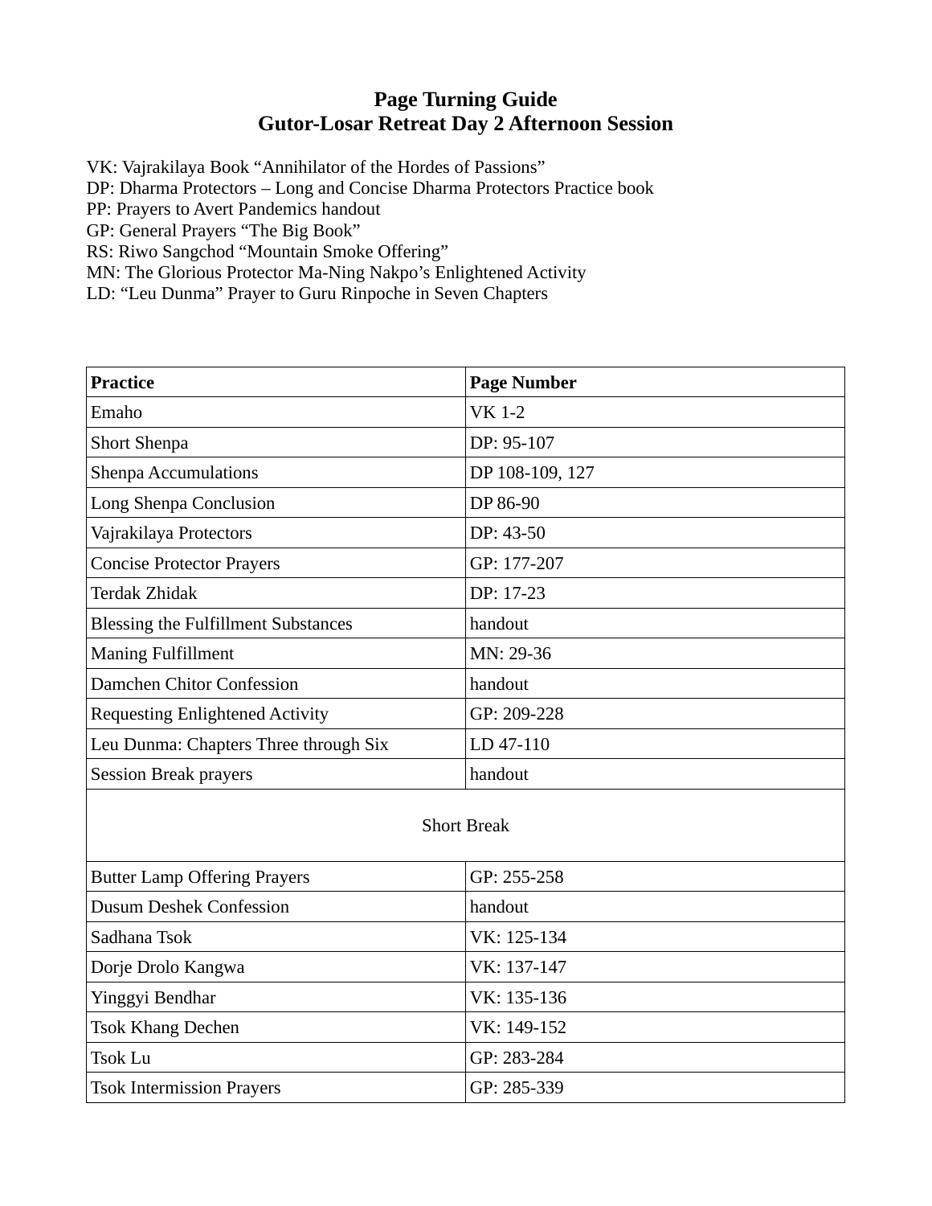# Page Turning Guide
# Gutor-Losar Retreat Day 2 Afternoon Session

VK: Vajrakilaya Book "Annihilator of the Hordes of Passions"
DP: Dharma Protectors – Long and Concise Dharma Protectors Practice book
PP: Prayers to Avert Pandemics handout
GP: General Prayers "The Big Book"
RS: Riwo Sangchod "Mountain Smoke Offering"
MN: The Glorious Protector Ma-Ning Nakpo's Enlightened Activity
LD: "Leu Dunma" Prayer to Guru Rinpoche in Seven Chapters

| Practice | Page Number |
|---|---|
| Emaho | VK 1-2 |
| Short Shenpa | DP: 95-107 |
| Shenpa Accumulations | DP 108-109, 127 |
| Long Shenpa Conclusion | DP 86-90 |
| Vajrakilaya Protectors | DP: 43-50 |
| Concise Protector Prayers | GP: 177-207 |
| Terdak Zhidak | DP: 17-23 |
| Blessing the Fulfillment Substances | handout |
| Maning Fulfillment | MN: 29-36 |
| Damchen Chitor Confession | handout |
| Requesting Enlightened Activity | GP: 209-228 |
| Leu Dunma: Chapters Three through Six | LD 47-110 |
| Session Break prayers | handout |
| Short Break | |
| Butter Lamp Offering Prayers | GP: 255-258 |
| Dusum Deshek Confession | handout |
| Sadhana Tsok | VK: 125-134 |
| Dorje Drolo Kangwa | VK: 137-147 |
| Yinggyi Bendhar | VK: 135-136 |
| Tsok Khang Dechen | VK: 149-152 |
| Tsok Lu | GP: 283-284 |
| Tsok Intermission Prayers | GP: 285-339 |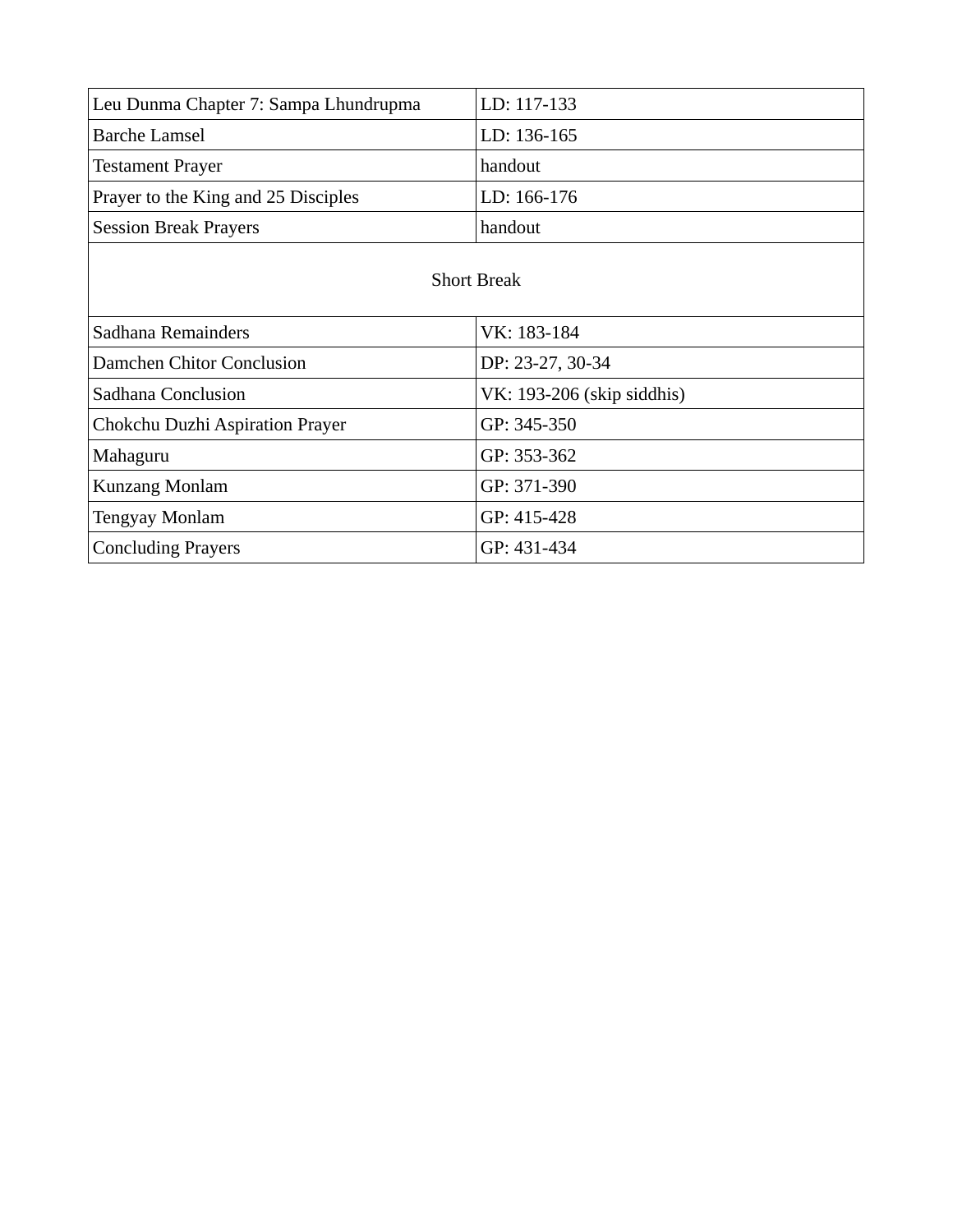| | |
|---|---|
| Leu Dunma Chapter 7: Sampa Lhundrupma | LD: 117-133 |
| Barche Lamsel | LD: 136-165 |
| Testament Prayer | handout |
| Prayer to the King and 25 Disciples | LD: 166-176 |
| Session Break Prayers | handout |
| Short Break | |
| Sadhana Remainders | VK: 183-184 |
| Damchen Chitor Conclusion | DP: 23-27, 30-34 |
| Sadhana Conclusion | VK: 193-206 (skip siddhis) |
| Chokchu Duzhi Aspiration Prayer | GP: 345-350 |
| Mahaguru | GP: 353-362 |
| Kunzang Monlam | GP: 371-390 |
| Tengyay Monlam | GP: 415-428 |
| Concluding Prayers | GP: 431-434 |